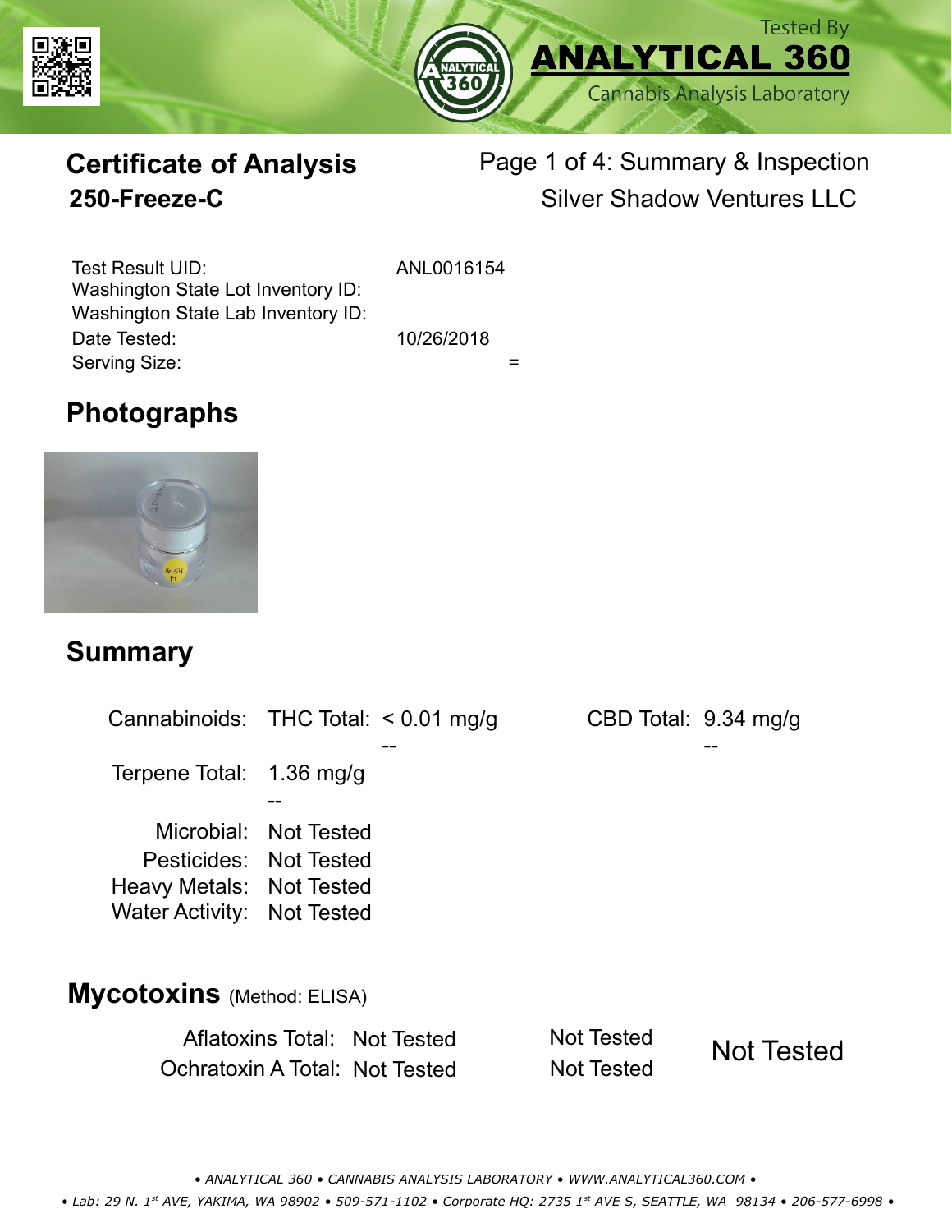Tested By
**ANALYTICAL 360**
Cannabis Analysis Laboratory

# Certificate of Analysis

## 250-Freeze-C

Page 1 of 4: Summary & Inspection
Silver Shadow Ventures LLC

| | |
|---|---|
| Test Result UID: | ANL0016154 |
| Washington State Lot Inventory ID: | |
| Washington State Lab Inventory ID: | |
| Date Tested: | 10/26/2018 |
| Serving Size: | = |

## Photographs

## Summary

| | | | | |
|---|---|---|---|---|
| Cannabinoids: | THC Total: | < 0.01 mg/g | CBD Total: | 9.34 mg/g |
| | | -- | | -- |
| Terpene Total: | 1.36 mg/g | | | |
| | -- | | | |
| Microbial: | Not Tested | | | |
| Pesticides: | Not Tested | | | |
| Heavy Metals: | Not Tested | | | |
| Water Activity: | Not Tested | | | |

## Mycotoxins (Method: ELISA)

| | | | |
|---|---|---|---|
| Aflatoxins Total: | Not Tested | Not Tested | Not Tested |
| Ochratoxin A Total: | Not Tested | Not Tested | |

• *ANALYTICAL 360 • CANNABIS ANALYSIS LABORATORY • WWW.ANALYTICAL360.COM* •

• *Lab: 29 N. 1st AVE, YAKIMA, WA 98902 • 509-571-1102 • Corporate HQ: 2735 1st AVE S, SEATTLE, WA 98134 • 206-577-6998* •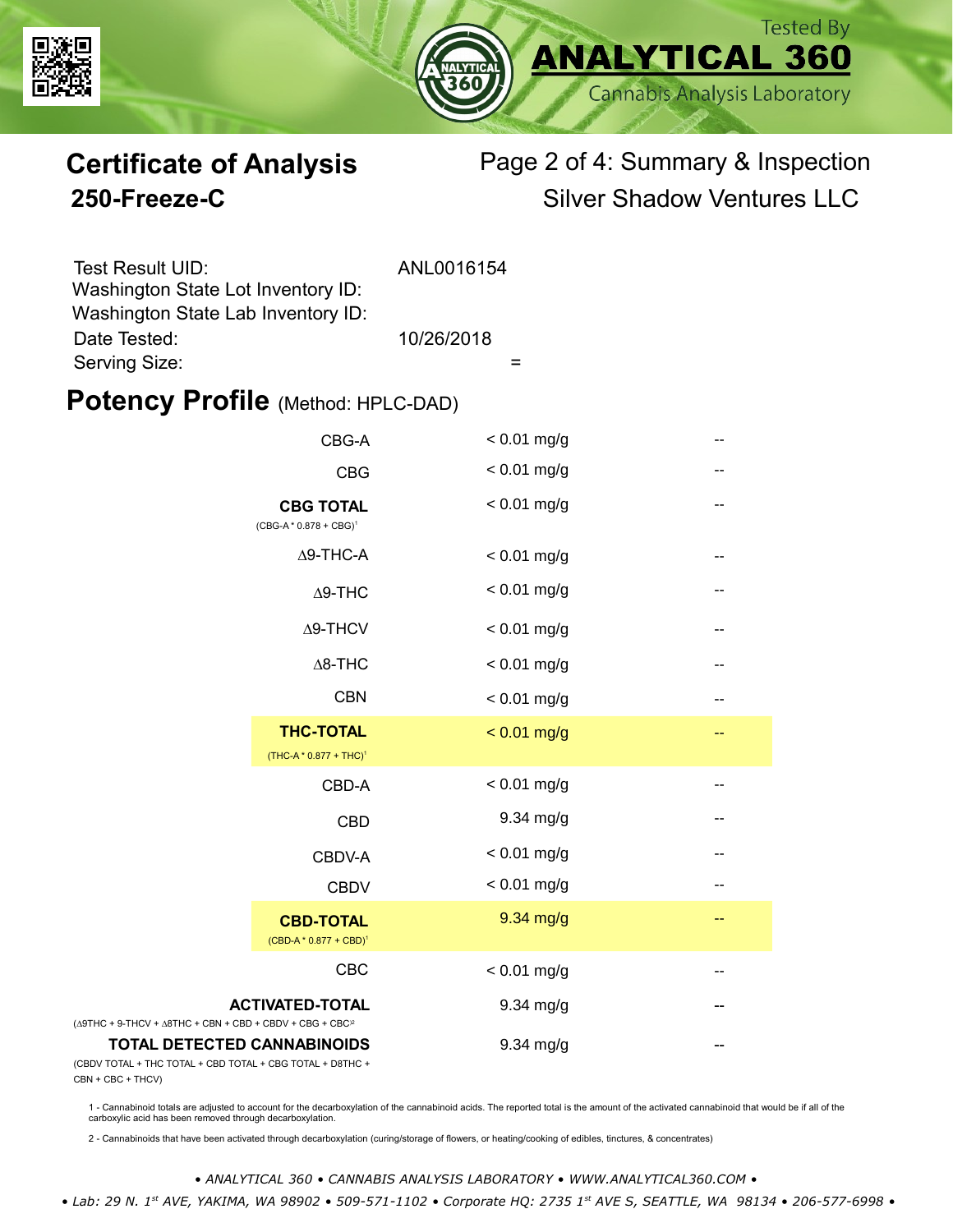Tested By **ANALYTICAL 360** Cannabis Analysis Laboratory

# Certificate of Analysis

## 250-Freeze-C

Page 2 of 4: Summary & Inspection

Silver Shadow Ventures LLC

| | |
|---|---|
| Test Result UID: | ANL0016154 |
| Washington State Lot Inventory ID: | |
| Washington State Lab Inventory ID: | |
| Date Tested: | 10/26/2018 |
| Serving Size: | = |

## Potency Profile (Method: HPLC-DAD)

| Cannabinoid | Amount | |
|---|---|---|
| CBG-A | < 0.01 mg/g | -- |
| CBG | < 0.01 mg/g | -- |
| **CBG TOTAL** (CBG-A * 0.878 + CBG)[1] | < 0.01 mg/g | -- |
| Δ9-THC-A | < 0.01 mg/g | -- |
| Δ9-THC | < 0.01 mg/g | -- |
| Δ9-THCV | < 0.01 mg/g | -- |
| Δ8-THC | < 0.01 mg/g | -- |
| CBN | < 0.01 mg/g | -- |
| **THC-TOTAL** (THC-A * 0.877 + THC)[1] | < 0.01 mg/g | -- |
| CBD-A | < 0.01 mg/g | -- |
| CBD | 9.34 mg/g | -- |
| CBDV-A | < 0.01 mg/g | -- |
| CBDV | < 0.01 mg/g | -- |
| **CBD-TOTAL** (CBD-A * 0.877 + CBD)[1] | 9.34 mg/g | -- |
| CBC | < 0.01 mg/g | -- |
| **ACTIVATED-TOTAL** (Δ9THC + 9-THCV + Δ8THC + CBN + CBD + CBDV + CBG + CBC)[2] | 9.34 mg/g | -- |
| **TOTAL DETECTED CANNABINOIDS** (CBDV TOTAL + THC TOTAL + CBD TOTAL + CBG TOTAL + D8THC + CBN + CBC + THCV) | 9.34 mg/g | -- |

1 - Cannabinoid totals are adjusted to account for the decarboxylation of the cannabinoid acids. The reported total is the amount of the activated cannabinoid that would be if all of the carboxylic acid has been removed through decarboxylation.

2 - Cannabinoids that have been activated through decarboxylation (curing/storage of flowers, or heating/cooking of edibles, tinctures, & concentrates)

*• ANALYTICAL 360 • CANNABIS ANALYSIS LABORATORY • WWW.ANALYTICAL360.COM •*

*• Lab: 29 N. 1st AVE, YAKIMA, WA 98902 • 509-571-1102 • Corporate HQ: 2735 1st AVE S, SEATTLE, WA 98134 • 206-577-6998 •*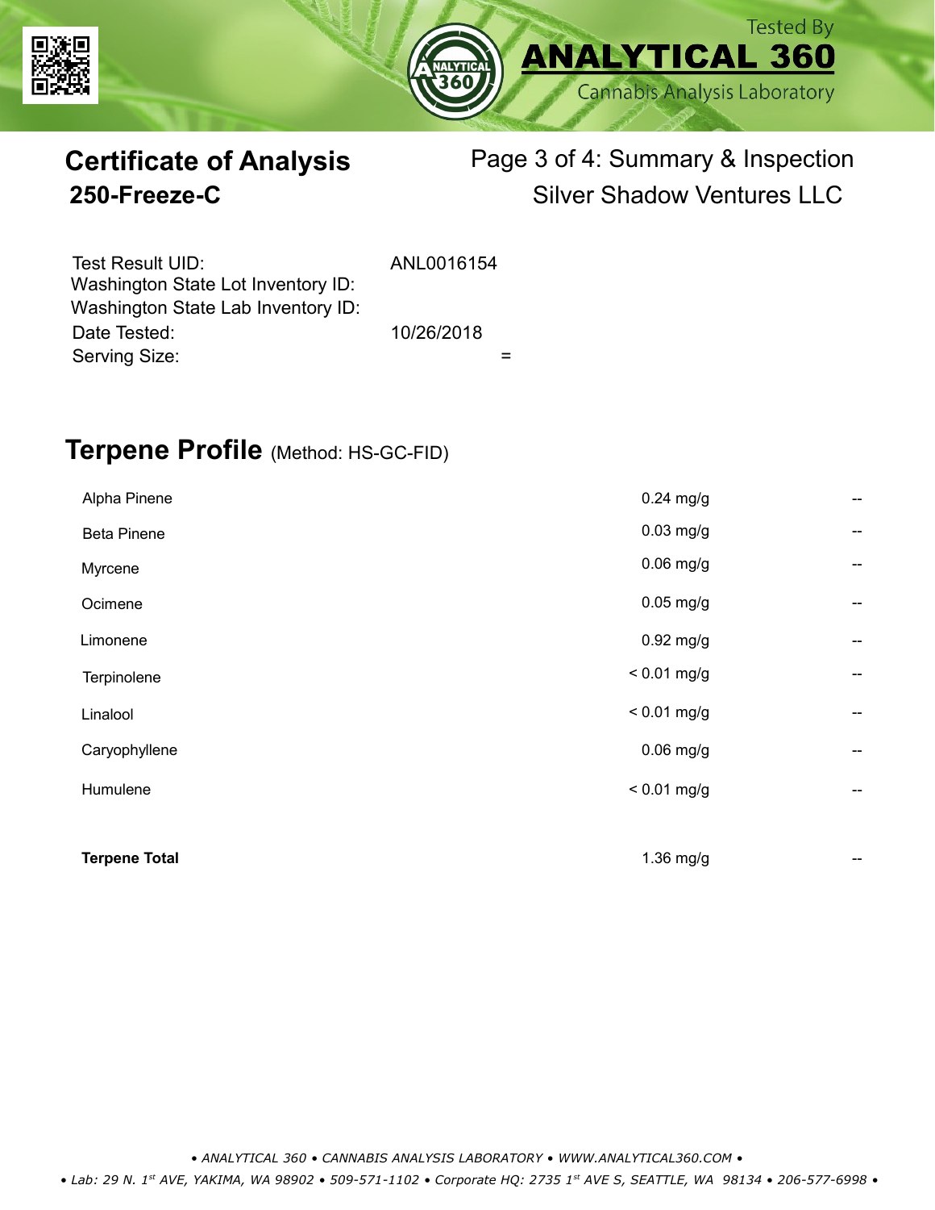Tested By
**ANALYTICAL 360**
Cannabis Analysis Laboratory

# Certificate of Analysis
## 250-Freeze-C

Page 3 of 4: Summary & Inspection
Silver Shadow Ventures LLC

| | |
|---|---|
| Test Result UID: | ANL0016154 |
| Washington State Lot Inventory ID: | |
| Washington State Lab Inventory ID: | |
| Date Tested: | 10/26/2018 |
| Serving Size: | = |

## Terpene Profile (Method: HS-GC-FID)

| | | |
|---|---|---|
| Alpha Pinene | 0.24 mg/g | -- |
| Beta Pinene | 0.03 mg/g | -- |
| Myrcene | 0.06 mg/g | -- |
| Ocimene | 0.05 mg/g | -- |
| Limonene | 0.92 mg/g | -- |
| Terpinolene | < 0.01 mg/g | -- |
| Linalool | < 0.01 mg/g | -- |
| Caryophyllene | 0.06 mg/g | -- |
| Humulene | < 0.01 mg/g | -- |
| **Terpene Total** | 1.36 mg/g | -- |

*• ANALYTICAL 360 • CANNABIS ANALYSIS LABORATORY • WWW.ANALYTICAL360.COM •*

*• Lab: 29 N. 1st AVE, YAKIMA, WA 98902 • 509-571-1102 • Corporate HQ: 2735 1st AVE S, SEATTLE, WA 98134 • 206-577-6998 •*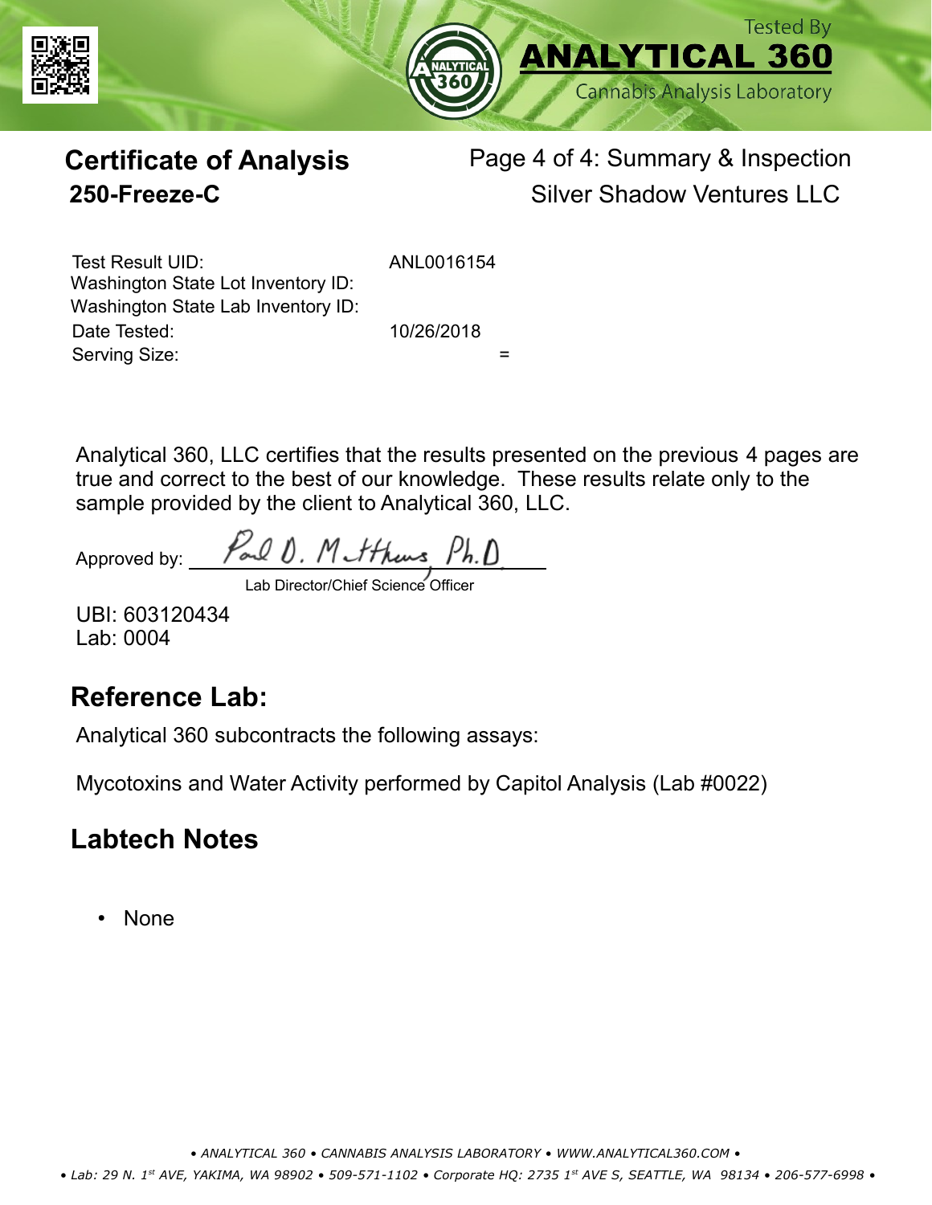Tested By
**ANALYTICAL 360**
Cannabis Analysis Laboratory

## Certificate of Analysis

**250-Freeze-C**

Page 4 of 4: Summary & Inspection

Silver Shadow Ventures LLC

| | |
|---|---|
| Test Result UID: | ANL0016154 |
| Washington State Lot Inventory ID: | |
| Washington State Lab Inventory ID: | |
| Date Tested: | 10/26/2018 |
| Serving Size: | = |

Analytical 360, LLC certifies that the results presented on the previous 4 pages are true and correct to the best of our knowledge. These results relate only to the sample provided by the client to Analytical 360, LLC.

Approved by: Paul D. Matthews, Ph.D

Lab Director/Chief Science Officer

UBI: 603120434
Lab: 0004

## Reference Lab:

Analytical 360 subcontracts the following assays:

Mycotoxins and Water Activity performed by Capitol Analysis (Lab #0022)

## Labtech Notes

- None

• ANALYTICAL 360 • CANNABIS ANALYSIS LABORATORY • WWW.ANALYTICAL360.COM •

• Lab: 29 N. 1st AVE, YAKIMA, WA 98902 • 509-571-1102 • Corporate HQ: 2735 1st AVE S, SEATTLE, WA 98134 • 206-577-6998 •